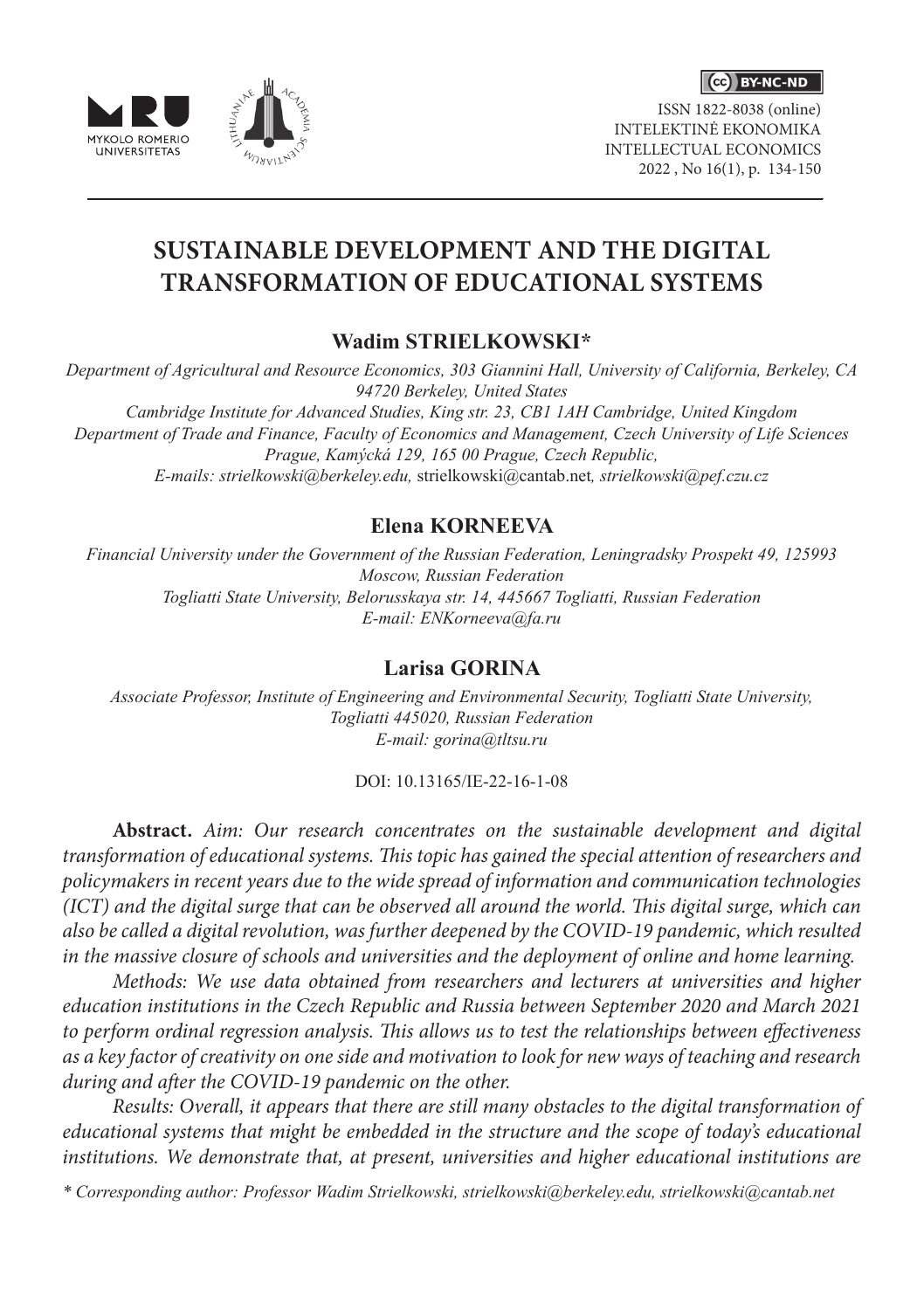# SUSTAINABLE DEVELOPMENT AND THE DIGITAL TRANSFORMATION OF EDUCATIONAL SYSTEMS

### Wadim STRIELKOWSKI*

*Department of Agricultural and Resource Economics, 303 Giannini Hall, University of California, Berkeley, CA 94720 Berkeley, United States*
*Cambridge Institute for Advanced Studies, King str. 23, CB1 1AH Cambridge, United Kingdom*
*Department of Trade and Finance, Faculty of Economics and Management, Czech University of Life Sciences Prague, Kamýcká 129, 165 00 Prague, Czech Republic,*
*E-mails: strielkowski@berkeley.edu,* strielkowski@cantab.net*, strielkowski@pef.czu.cz*

### Elena KORNEEVA

*Financial University under the Government of the Russian Federation, Leningradsky Prospekt 49, 125993 Moscow, Russian Federation*
*Togliatti State University, Belorusskaya str. 14, 445667 Togliatti, Russian Federation*
*E-mail: ENKorneeva@fa.ru*

### Larisa GORINA

*Associate Professor, Institute of Engineering and Environmental Security, Togliatti State University, Togliatti 445020, Russian Federation*
*E-mail: gorina@tltsu.ru*

DOI: 10.13165/IE-22-16-1-08

**Abstract.** *Aim: Our research concentrates on the sustainable development and digital transformation of educational systems. This topic has gained the special attention of researchers and policymakers in recent years due to the wide spread of information and communication technologies (ICT) and the digital surge that can be observed all around the world. This digital surge, which can also be called a digital revolution, was further deepened by the COVID-19 pandemic, which resulted in the massive closure of schools and universities and the deployment of online and home learning.*

*Methods: We use data obtained from researchers and lecturers at universities and higher education institutions in the Czech Republic and Russia between September 2020 and March 2021 to perform ordinal regression analysis. This allows us to test the relationships between effectiveness as a key factor of creativity on one side and motivation to look for new ways of teaching and research during and after the COVID-19 pandemic on the other.*

*Results: Overall, it appears that there are still many obstacles to the digital transformation of educational systems that might be embedded in the structure and the scope of today's educational institutions. We demonstrate that, at present, universities and higher educational institutions are*

*\* Corresponding author: Professor Wadim Strielkowski, strielkowski@berkeley.edu, strielkowski@cantab.net*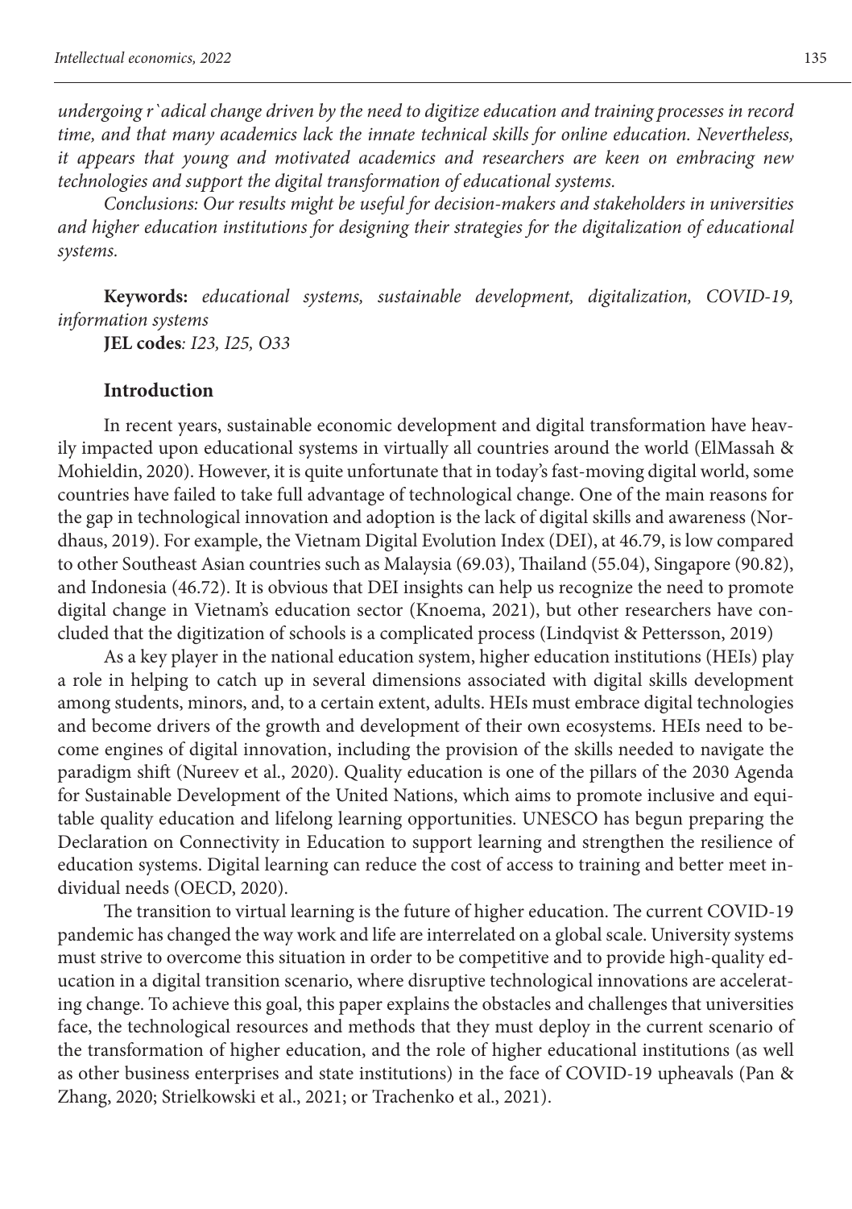*undergoing r`adical change driven by the need to digitize education and training processes in record time, and that many academics lack the innate technical skills for online education. Nevertheless, it appears that young and motivated academics and researchers are keen on embracing new technologies and support the digital transformation of educational systems.*

*Conclusions: Our results might be useful for decision-makers and stakeholders in universities and higher education institutions for designing their strategies for the digitalization of educational systems.*

**Keywords:** *educational systems, sustainable development, digitalization, COVID-19, information systems*

**JEL codes***: I23, I25, O33*

## Introduction

In recent years, sustainable economic development and digital transformation have heavily impacted upon educational systems in virtually all countries around the world (ElMassah & Mohieldin, 2020). However, it is quite unfortunate that in today's fast-moving digital world, some countries have failed to take full advantage of technological change. One of the main reasons for the gap in technological innovation and adoption is the lack of digital skills and awareness (Nordhaus, 2019). For example, the Vietnam Digital Evolution Index (DEI), at 46.79, is low compared to other Southeast Asian countries such as Malaysia (69.03), Thailand (55.04), Singapore (90.82), and Indonesia (46.72). It is obvious that DEI insights can help us recognize the need to promote digital change in Vietnam's education sector (Knoema, 2021), but other researchers have concluded that the digitization of schools is a complicated process (Lindqvist & Pettersson, 2019)

As a key player in the national education system, higher education institutions (HEIs) play a role in helping to catch up in several dimensions associated with digital skills development among students, minors, and, to a certain extent, adults. HEIs must embrace digital technologies and become drivers of the growth and development of their own ecosystems. HEIs need to become engines of digital innovation, including the provision of the skills needed to navigate the paradigm shift (Nureev et al., 2020). Quality education is one of the pillars of the 2030 Agenda for Sustainable Development of the United Nations, which aims to promote inclusive and equitable quality education and lifelong learning opportunities. UNESCO has begun preparing the Declaration on Connectivity in Education to support learning and strengthen the resilience of education systems. Digital learning can reduce the cost of access to training and better meet individual needs (OECD, 2020).

The transition to virtual learning is the future of higher education. The current COVID-19 pandemic has changed the way work and life are interrelated on a global scale. University systems must strive to overcome this situation in order to be competitive and to provide high-quality education in a digital transition scenario, where disruptive technological innovations are accelerating change. To achieve this goal, this paper explains the obstacles and challenges that universities face, the technological resources and methods that they must deploy in the current scenario of the transformation of higher education, and the role of higher educational institutions (as well as other business enterprises and state institutions) in the face of COVID-19 upheavals (Pan & Zhang, 2020; Strielkowski et al., 2021; or Trachenko et al., 2021).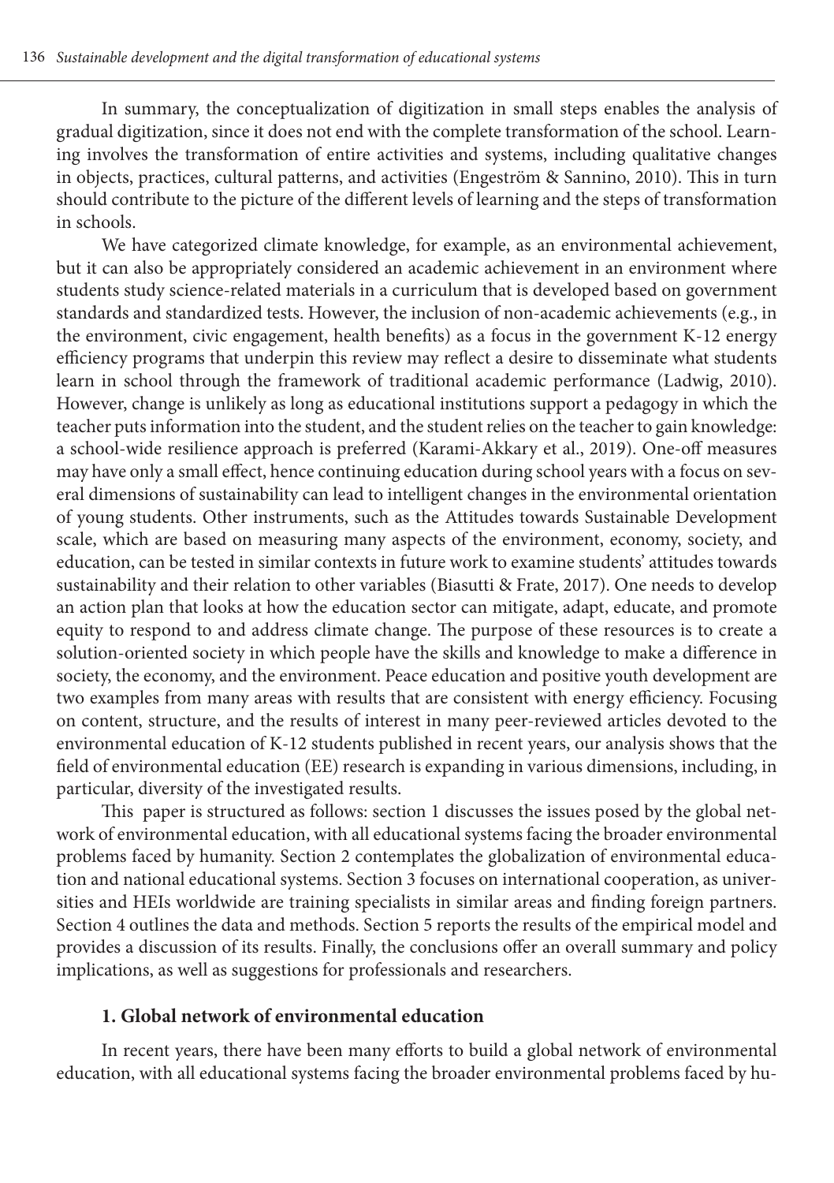In summary, the conceptualization of digitization in small steps enables the analysis of gradual digitization, since it does not end with the complete transformation of the school. Learning involves the transformation of entire activities and systems, including qualitative changes in objects, practices, cultural patterns, and activities (Engeström & Sannino, 2010). This in turn should contribute to the picture of the different levels of learning and the steps of transformation in schools.

We have categorized climate knowledge, for example, as an environmental achievement, but it can also be appropriately considered an academic achievement in an environment where students study science-related materials in a curriculum that is developed based on government standards and standardized tests. However, the inclusion of non-academic achievements (e.g., in the environment, civic engagement, health benefits) as a focus in the government K-12 energy efficiency programs that underpin this review may reflect a desire to disseminate what students learn in school through the framework of traditional academic performance (Ladwig, 2010). However, change is unlikely as long as educational institutions support a pedagogy in which the teacher puts information into the student, and the student relies on the teacher to gain knowledge: a school-wide resilience approach is preferred (Karami-Akkary et al., 2019). One-off measures may have only a small effect, hence continuing education during school years with a focus on several dimensions of sustainability can lead to intelligent changes in the environmental orientation of young students. Other instruments, such as the Attitudes towards Sustainable Development scale, which are based on measuring many aspects of the environment, economy, society, and education, can be tested in similar contexts in future work to examine students' attitudes towards sustainability and their relation to other variables (Biasutti & Frate, 2017). One needs to develop an action plan that looks at how the education sector can mitigate, adapt, educate, and promote equity to respond to and address climate change. The purpose of these resources is to create a solution-oriented society in which people have the skills and knowledge to make a difference in society, the economy, and the environment. Peace education and positive youth development are two examples from many areas with results that are consistent with energy efficiency. Focusing on content, structure, and the results of interest in many peer-reviewed articles devoted to the environmental education of K-12 students published in recent years, our analysis shows that the field of environmental education (EE) research is expanding in various dimensions, including, in particular, diversity of the investigated results.

This paper is structured as follows: section 1 discusses the issues posed by the global network of environmental education, with all educational systems facing the broader environmental problems faced by humanity. Section 2 contemplates the globalization of environmental education and national educational systems. Section 3 focuses on international cooperation, as universities and HEIs worldwide are training specialists in similar areas and finding foreign partners. Section 4 outlines the data and methods. Section 5 reports the results of the empirical model and provides a discussion of its results. Finally, the conclusions offer an overall summary and policy implications, as well as suggestions for professionals and researchers.

## 1. Global network of environmental education

In recent years, there have been many efforts to build a global network of environmental education, with all educational systems facing the broader environmental problems faced by hu-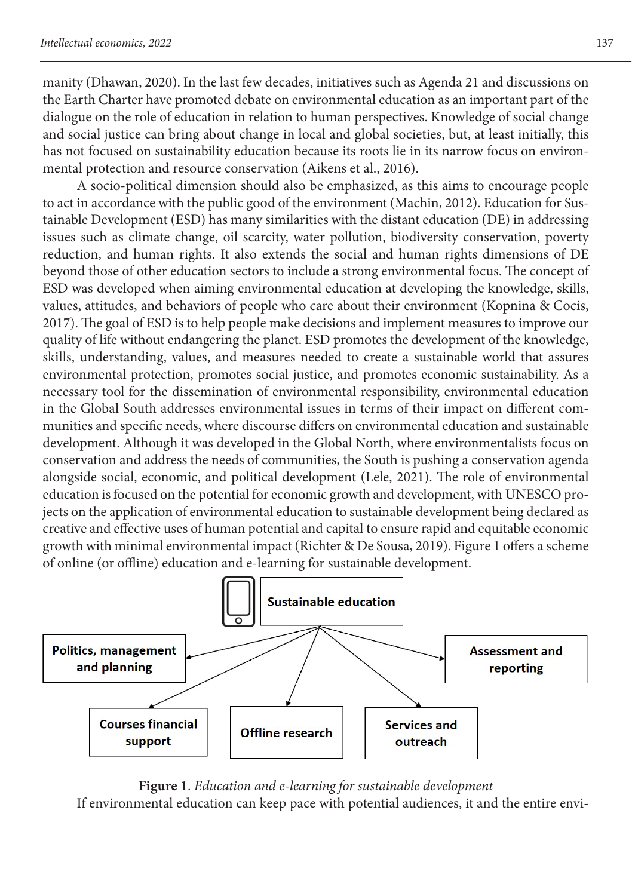manity (Dhawan, 2020). In the last few decades, initiatives such as Agenda 21 and discussions on the Earth Charter have promoted debate on environmental education as an important part of the dialogue on the role of education in relation to human perspectives. Knowledge of social change and social justice can bring about change in local and global societies, but, at least initially, this has not focused on sustainability education because its roots lie in its narrow focus on environmental protection and resource conservation (Aikens et al., 2016).

A socio-political dimension should also be emphasized, as this aims to encourage people to act in accordance with the public good of the environment (Machin, 2012). Education for Sustainable Development (ESD) has many similarities with the distant education (DE) in addressing issues such as climate change, oil scarcity, water pollution, biodiversity conservation, poverty reduction, and human rights. It also extends the social and human rights dimensions of DE beyond those of other education sectors to include a strong environmental focus. The concept of ESD was developed when aiming environmental education at developing the knowledge, skills, values, attitudes, and behaviors of people who care about their environment (Kopnina & Cocis, 2017). The goal of ESD is to help people make decisions and implement measures to improve our quality of life without endangering the planet. ESD promotes the development of the knowledge, skills, understanding, values, and measures needed to create a sustainable world that assures environmental protection, promotes social justice, and promotes economic sustainability. As a necessary tool for the dissemination of environmental responsibility, environmental education in the Global South addresses environmental issues in terms of their impact on different communities and specific needs, where discourse differs on environmental education and sustainable development. Although it was developed in the Global North, where environmentalists focus on conservation and address the needs of communities, the South is pushing a conservation agenda alongside social, economic, and political development (Lele, 2021). The role of environmental education is focused on the potential for economic growth and development, with UNESCO projects on the application of environmental education to sustainable development being declared as creative and effective uses of human potential and capital to ensure rapid and equitable economic growth with minimal environmental impact (Richter & De Sousa, 2019). Figure 1 offers a scheme of online (or offline) education and e-learning for sustainable development.

Sustainable education

Politics, management and planning

Assessment and reporting

Courses financial support

Offline research

Services and outreach

**Figure 1**. *Education and e-learning for sustainable development*

If environmental education can keep pace with potential audiences, it and the entire envi-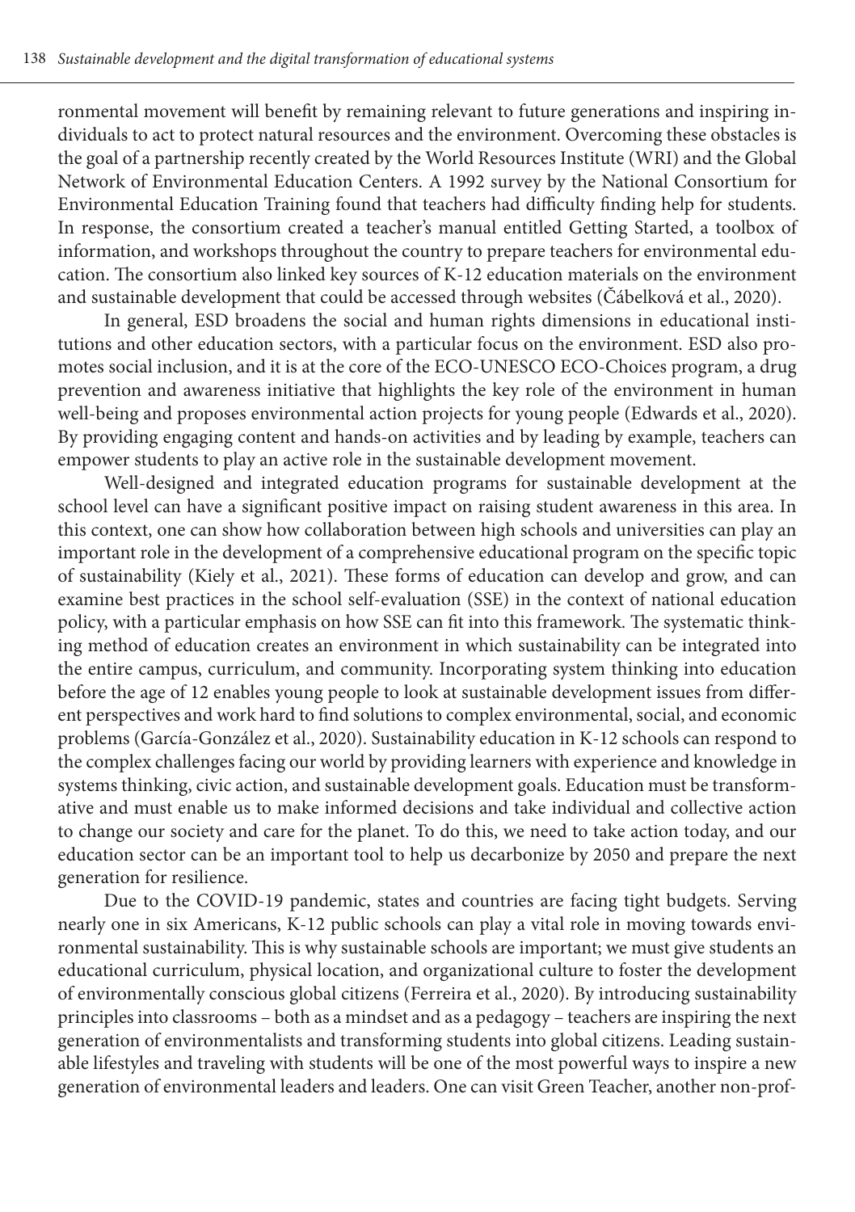ronmental movement will benefit by remaining relevant to future generations and inspiring individuals to act to protect natural resources and the environment. Overcoming these obstacles is the goal of a partnership recently created by the World Resources Institute (WRI) and the Global Network of Environmental Education Centers. A 1992 survey by the National Consortium for Environmental Education Training found that teachers had difficulty finding help for students. In response, the consortium created a teacher's manual entitled Getting Started, a toolbox of information, and workshops throughout the country to prepare teachers for environmental education. The consortium also linked key sources of K-12 education materials on the environment and sustainable development that could be accessed through websites (Čábelková et al., 2020).

In general, ESD broadens the social and human rights dimensions in educational institutions and other education sectors, with a particular focus on the environment. ESD also promotes social inclusion, and it is at the core of the ECO-UNESCO ECO-Choices program, a drug prevention and awareness initiative that highlights the key role of the environment in human well-being and proposes environmental action projects for young people (Edwards et al., 2020). By providing engaging content and hands-on activities and by leading by example, teachers can empower students to play an active role in the sustainable development movement.

Well-designed and integrated education programs for sustainable development at the school level can have a significant positive impact on raising student awareness in this area. In this context, one can show how collaboration between high schools and universities can play an important role in the development of a comprehensive educational program on the specific topic of sustainability (Kiely et al., 2021). These forms of education can develop and grow, and can examine best practices in the school self-evaluation (SSE) in the context of national education policy, with a particular emphasis on how SSE can fit into this framework. The systematic thinking method of education creates an environment in which sustainability can be integrated into the entire campus, curriculum, and community. Incorporating system thinking into education before the age of 12 enables young people to look at sustainable development issues from different perspectives and work hard to find solutions to complex environmental, social, and economic problems (García-González et al., 2020). Sustainability education in K-12 schools can respond to the complex challenges facing our world by providing learners with experience and knowledge in systems thinking, civic action, and sustainable development goals. Education must be transformative and must enable us to make informed decisions and take individual and collective action to change our society and care for the planet. To do this, we need to take action today, and our education sector can be an important tool to help us decarbonize by 2050 and prepare the next generation for resilience.

Due to the COVID-19 pandemic, states and countries are facing tight budgets. Serving nearly one in six Americans, K-12 public schools can play a vital role in moving towards environmental sustainability. This is why sustainable schools are important; we must give students an educational curriculum, physical location, and organizational culture to foster the development of environmentally conscious global citizens (Ferreira et al., 2020). By introducing sustainability principles into classrooms – both as a mindset and as a pedagogy – teachers are inspiring the next generation of environmentalists and transforming students into global citizens. Leading sustainable lifestyles and traveling with students will be one of the most powerful ways to inspire a new generation of environmental leaders and leaders. One can visit Green Teacher, another non-prof-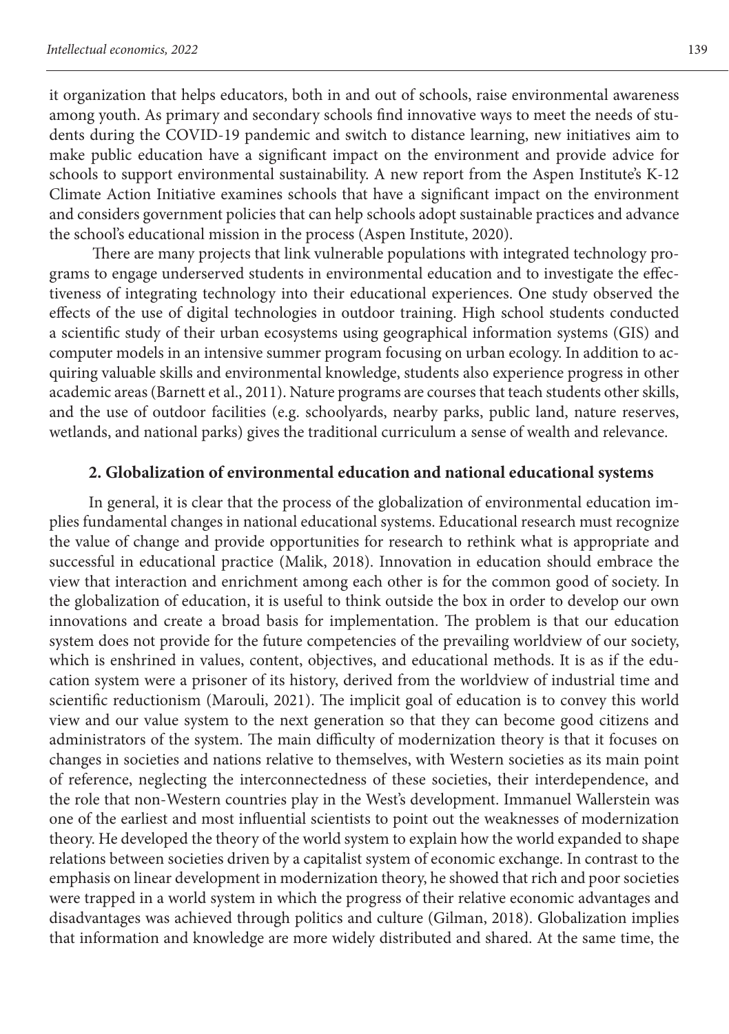it organization that helps educators, both in and out of schools, raise environmental awareness among youth. As primary and secondary schools find innovative ways to meet the needs of students during the COVID-19 pandemic and switch to distance learning, new initiatives aim to make public education have a significant impact on the environment and provide advice for schools to support environmental sustainability. A new report from the Aspen Institute's K-12 Climate Action Initiative examines schools that have a significant impact on the environment and considers government policies that can help schools adopt sustainable practices and advance the school's educational mission in the process (Aspen Institute, 2020).

There are many projects that link vulnerable populations with integrated technology programs to engage underserved students in environmental education and to investigate the effectiveness of integrating technology into their educational experiences. One study observed the effects of the use of digital technologies in outdoor training. High school students conducted a scientific study of their urban ecosystems using geographical information systems (GIS) and computer models in an intensive summer program focusing on urban ecology. In addition to acquiring valuable skills and environmental knowledge, students also experience progress in other academic areas (Barnett et al., 2011). Nature programs are courses that teach students other skills, and the use of outdoor facilities (e.g. schoolyards, nearby parks, public land, nature reserves, wetlands, and national parks) gives the traditional curriculum a sense of wealth and relevance.

## 2. Globalization of environmental education and national educational systems

In general, it is clear that the process of the globalization of environmental education implies fundamental changes in national educational systems. Educational research must recognize the value of change and provide opportunities for research to rethink what is appropriate and successful in educational practice (Malik, 2018). Innovation in education should embrace the view that interaction and enrichment among each other is for the common good of society. In the globalization of education, it is useful to think outside the box in order to develop our own innovations and create a broad basis for implementation. The problem is that our education system does not provide for the future competencies of the prevailing worldview of our society, which is enshrined in values, content, objectives, and educational methods. It is as if the education system were a prisoner of its history, derived from the worldview of industrial time and scientific reductionism (Marouli, 2021). The implicit goal of education is to convey this world view and our value system to the next generation so that they can become good citizens and administrators of the system. The main difficulty of modernization theory is that it focuses on changes in societies and nations relative to themselves, with Western societies as its main point of reference, neglecting the interconnectedness of these societies, their interdependence, and the role that non-Western countries play in the West's development. Immanuel Wallerstein was one of the earliest and most influential scientists to point out the weaknesses of modernization theory. He developed the theory of the world system to explain how the world expanded to shape relations between societies driven by a capitalist system of economic exchange. In contrast to the emphasis on linear development in modernization theory, he showed that rich and poor societies were trapped in a world system in which the progress of their relative economic advantages and disadvantages was achieved through politics and culture (Gilman, 2018). Globalization implies that information and knowledge are more widely distributed and shared. At the same time, the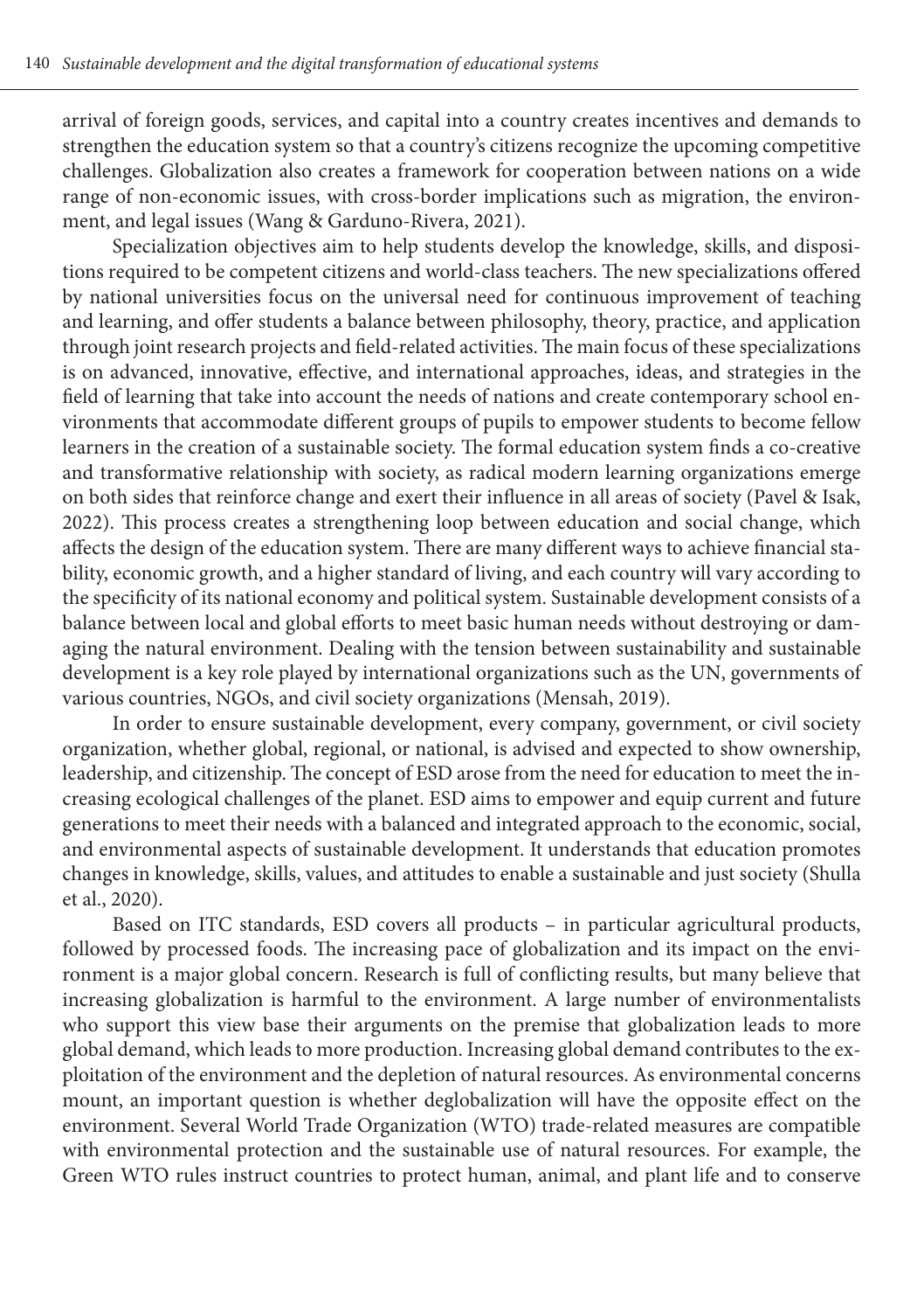arrival of foreign goods, services, and capital into a country creates incentives and demands to strengthen the education system so that a country's citizens recognize the upcoming competitive challenges. Globalization also creates a framework for cooperation between nations on a wide range of non-economic issues, with cross-border implications such as migration, the environment, and legal issues (Wang & Garduno-Rivera, 2021).

Specialization objectives aim to help students develop the knowledge, skills, and dispositions required to be competent citizens and world-class teachers. The new specializations offered by national universities focus on the universal need for continuous improvement of teaching and learning, and offer students a balance between philosophy, theory, practice, and application through joint research projects and field-related activities. The main focus of these specializations is on advanced, innovative, effective, and international approaches, ideas, and strategies in the field of learning that take into account the needs of nations and create contemporary school environments that accommodate different groups of pupils to empower students to become fellow learners in the creation of a sustainable society. The formal education system finds a co-creative and transformative relationship with society, as radical modern learning organizations emerge on both sides that reinforce change and exert their influence in all areas of society (Pavel & Isak, 2022). This process creates a strengthening loop between education and social change, which affects the design of the education system. There are many different ways to achieve financial stability, economic growth, and a higher standard of living, and each country will vary according to the specificity of its national economy and political system. Sustainable development consists of a balance between local and global efforts to meet basic human needs without destroying or damaging the natural environment. Dealing with the tension between sustainability and sustainable development is a key role played by international organizations such as the UN, governments of various countries, NGOs, and civil society organizations (Mensah, 2019).

In order to ensure sustainable development, every company, government, or civil society organization, whether global, regional, or national, is advised and expected to show ownership, leadership, and citizenship. The concept of ESD arose from the need for education to meet the increasing ecological challenges of the planet. ESD aims to empower and equip current and future generations to meet their needs with a balanced and integrated approach to the economic, social, and environmental aspects of sustainable development. It understands that education promotes changes in knowledge, skills, values, and attitudes to enable a sustainable and just society (Shulla et al., 2020).

Based on ITC standards, ESD covers all products – in particular agricultural products, followed by processed foods. The increasing pace of globalization and its impact on the environment is a major global concern. Research is full of conflicting results, but many believe that increasing globalization is harmful to the environment. A large number of environmentalists who support this view base their arguments on the premise that globalization leads to more global demand, which leads to more production. Increasing global demand contributes to the exploitation of the environment and the depletion of natural resources. As environmental concerns mount, an important question is whether deglobalization will have the opposite effect on the environment. Several World Trade Organization (WTO) trade-related measures are compatible with environmental protection and the sustainable use of natural resources. For example, the Green WTO rules instruct countries to protect human, animal, and plant life and to conserve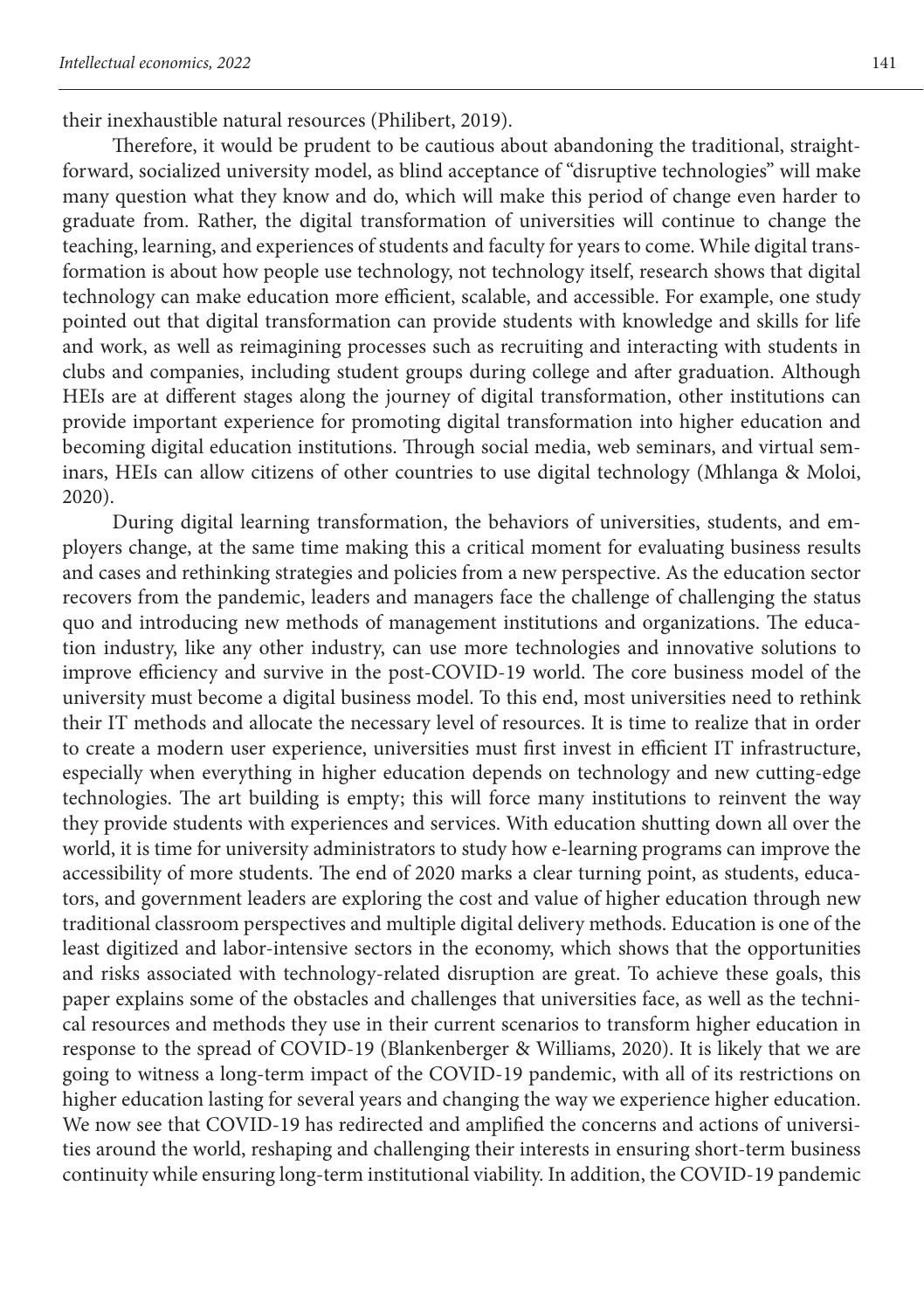their inexhaustible natural resources (Philibert, 2019).

Therefore, it would be prudent to be cautious about abandoning the traditional, straightforward, socialized university model, as blind acceptance of "disruptive technologies" will make many question what they know and do, which will make this period of change even harder to graduate from. Rather, the digital transformation of universities will continue to change the teaching, learning, and experiences of students and faculty for years to come. While digital transformation is about how people use technology, not technology itself, research shows that digital technology can make education more efficient, scalable, and accessible. For example, one study pointed out that digital transformation can provide students with knowledge and skills for life and work, as well as reimagining processes such as recruiting and interacting with students in clubs and companies, including student groups during college and after graduation. Although HEIs are at different stages along the journey of digital transformation, other institutions can provide important experience for promoting digital transformation into higher education and becoming digital education institutions. Through social media, web seminars, and virtual seminars, HEIs can allow citizens of other countries to use digital technology (Mhlanga & Moloi, 2020).

During digital learning transformation, the behaviors of universities, students, and employers change, at the same time making this a critical moment for evaluating business results and cases and rethinking strategies and policies from a new perspective. As the education sector recovers from the pandemic, leaders and managers face the challenge of challenging the status quo and introducing new methods of management institutions and organizations. The education industry, like any other industry, can use more technologies and innovative solutions to improve efficiency and survive in the post-COVID-19 world. The core business model of the university must become a digital business model. To this end, most universities need to rethink their IT methods and allocate the necessary level of resources. It is time to realize that in order to create a modern user experience, universities must first invest in efficient IT infrastructure, especially when everything in higher education depends on technology and new cutting-edge technologies. The art building is empty; this will force many institutions to reinvent the way they provide students with experiences and services. With education shutting down all over the world, it is time for university administrators to study how e-learning programs can improve the accessibility of more students. The end of 2020 marks a clear turning point, as students, educators, and government leaders are exploring the cost and value of higher education through new traditional classroom perspectives and multiple digital delivery methods. Education is one of the least digitized and labor-intensive sectors in the economy, which shows that the opportunities and risks associated with technology-related disruption are great. To achieve these goals, this paper explains some of the obstacles and challenges that universities face, as well as the technical resources and methods they use in their current scenarios to transform higher education in response to the spread of COVID-19 (Blankenberger & Williams, 2020). It is likely that we are going to witness a long-term impact of the COVID-19 pandemic, with all of its restrictions on higher education lasting for several years and changing the way we experience higher education. We now see that COVID-19 has redirected and amplified the concerns and actions of universities around the world, reshaping and challenging their interests in ensuring short-term business continuity while ensuring long-term institutional viability. In addition, the COVID-19 pandemic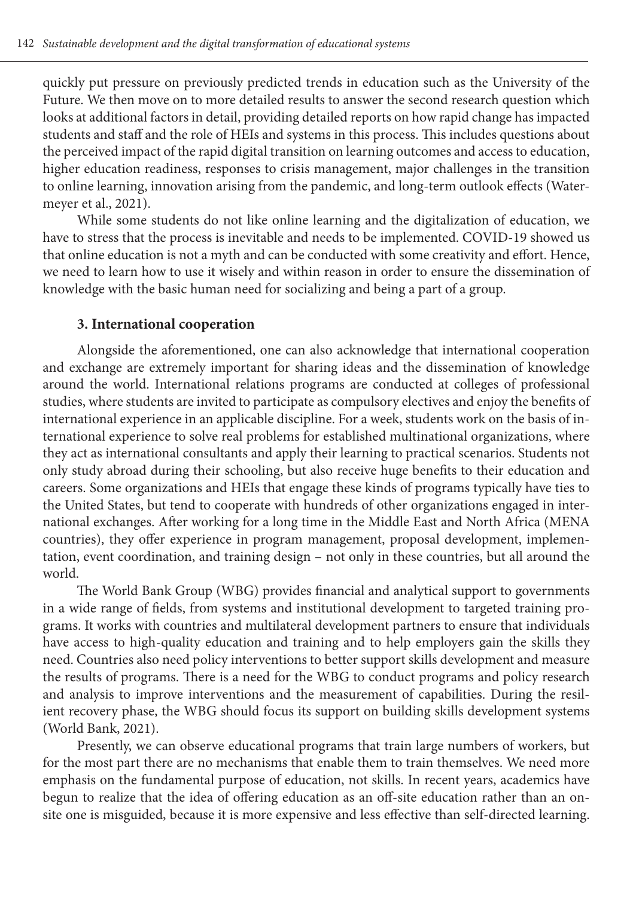quickly put pressure on previously predicted trends in education such as the University of the Future. We then move on to more detailed results to answer the second research question which looks at additional factors in detail, providing detailed reports on how rapid change has impacted students and staff and the role of HEIs and systems in this process. This includes questions about the perceived impact of the rapid digital transition on learning outcomes and access to education, higher education readiness, responses to crisis management, major challenges in the transition to online learning, innovation arising from the pandemic, and long-term outlook effects (Watermeyer et al., 2021).

While some students do not like online learning and the digitalization of education, we have to stress that the process is inevitable and needs to be implemented. COVID-19 showed us that online education is not a myth and can be conducted with some creativity and effort. Hence, we need to learn how to use it wisely and within reason in order to ensure the dissemination of knowledge with the basic human need for socializing and being a part of a group.

### 3. International cooperation

Alongside the aforementioned, one can also acknowledge that international cooperation and exchange are extremely important for sharing ideas and the dissemination of knowledge around the world. International relations programs are conducted at colleges of professional studies, where students are invited to participate as compulsory electives and enjoy the benefits of international experience in an applicable discipline. For a week, students work on the basis of international experience to solve real problems for established multinational organizations, where they act as international consultants and apply their learning to practical scenarios. Students not only study abroad during their schooling, but also receive huge benefits to their education and careers. Some organizations and HEIs that engage these kinds of programs typically have ties to the United States, but tend to cooperate with hundreds of other organizations engaged in international exchanges. After working for a long time in the Middle East and North Africa (MENA countries), they offer experience in program management, proposal development, implementation, event coordination, and training design – not only in these countries, but all around the world.

The World Bank Group (WBG) provides financial and analytical support to governments in a wide range of fields, from systems and institutional development to targeted training programs. It works with countries and multilateral development partners to ensure that individuals have access to high-quality education and training and to help employers gain the skills they need. Countries also need policy interventions to better support skills development and measure the results of programs. There is a need for the WBG to conduct programs and policy research and analysis to improve interventions and the measurement of capabilities. During the resilient recovery phase, the WBG should focus its support on building skills development systems (World Bank, 2021).

Presently, we can observe educational programs that train large numbers of workers, but for the most part there are no mechanisms that enable them to train themselves. We need more emphasis on the fundamental purpose of education, not skills. In recent years, academics have begun to realize that the idea of offering education as an off-site education rather than an on-site one is misguided, because it is more expensive and less effective than self-directed learning.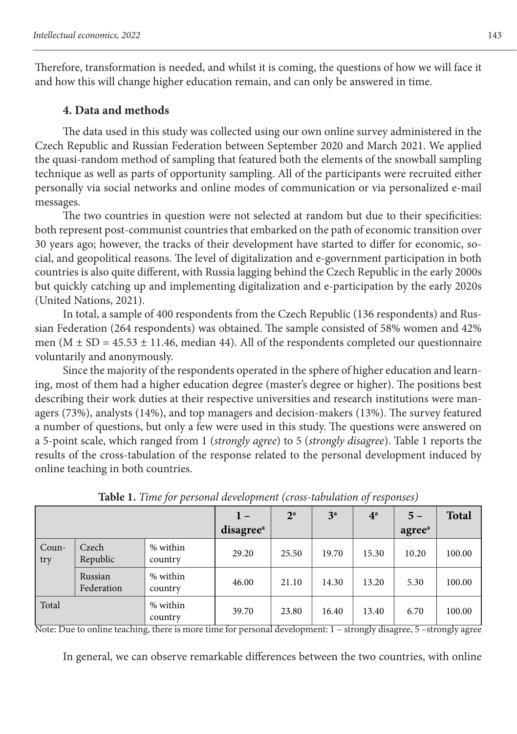Therefore, transformation is needed, and whilst it is coming, the questions of how we will face it and how this will change higher education remain, and can only be answered in time.

## 4. Data and methods

The data used in this study was collected using our own online survey administered in the Czech Republic and Russian Federation between September 2020 and March 2021. We applied the quasi-random method of sampling that featured both the elements of the snowball sampling technique as well as parts of opportunity sampling. All of the participants were recruited either personally via social networks and online modes of communication or via personalized e-mail messages.

The two countries in question were not selected at random but due to their specificities: both represent post-communist countries that embarked on the path of economic transition over 30 years ago; however, the tracks of their development have started to differ for economic, social, and geopolitical reasons. The level of digitalization and e-government participation in both countries is also quite different, with Russia lagging behind the Czech Republic in the early 2000s but quickly catching up and implementing digitalization and e-participation by the early 2020s (United Nations, 2021).

In total, a sample of 400 respondents from the Czech Republic (136 respondents) and Russian Federation (264 respondents) was obtained. The sample consisted of 58% women and 42% men ($M \pm SD = 45.53 \pm 11.46$, median 44). All of the respondents completed our questionnaire voluntarily and anonymously.

Since the majority of the respondents operated in the sphere of higher education and learning, most of them had a higher education degree (master's degree or higher). The positions best describing their work duties at their respective universities and research institutions were managers (73%), analysts (14%), and top managers and decision-makers (13%). The survey featured a number of questions, but only a few were used in this study. The questions were answered on a 5-point scale, which ranged from 1 (*strongly agree*) to 5 (*strongly disagree*). Table 1 reports the results of the cross-tabulation of the response related to the personal development induced by online teaching in both countries.

**Table 1.** *Time for personal development (cross-tabulation of responses)*

| | | | 1 – disagree[a] | 2[a] | 3[a] | 4[a] | 5 – agree[a] | Total |
|---|---|---|---|---|---|---|---|---|
| Country | Czech Republic | % within country | 29.20 | 25.50 | 19.70 | 15.30 | 10.20 | 100.00 |
| | Russian Federation | % within country | 46.00 | 21.10 | 14.30 | 13.20 | 5.30 | 100.00 |
| Total | | % within country | 39.70 | 23.80 | 16.40 | 13.40 | 6.70 | 100.00 |

Note: Due to online teaching, there is more time for personal development: 1 – strongly disagree, 5 –strongly agree

In general, we can observe remarkable differences between the two countries, with online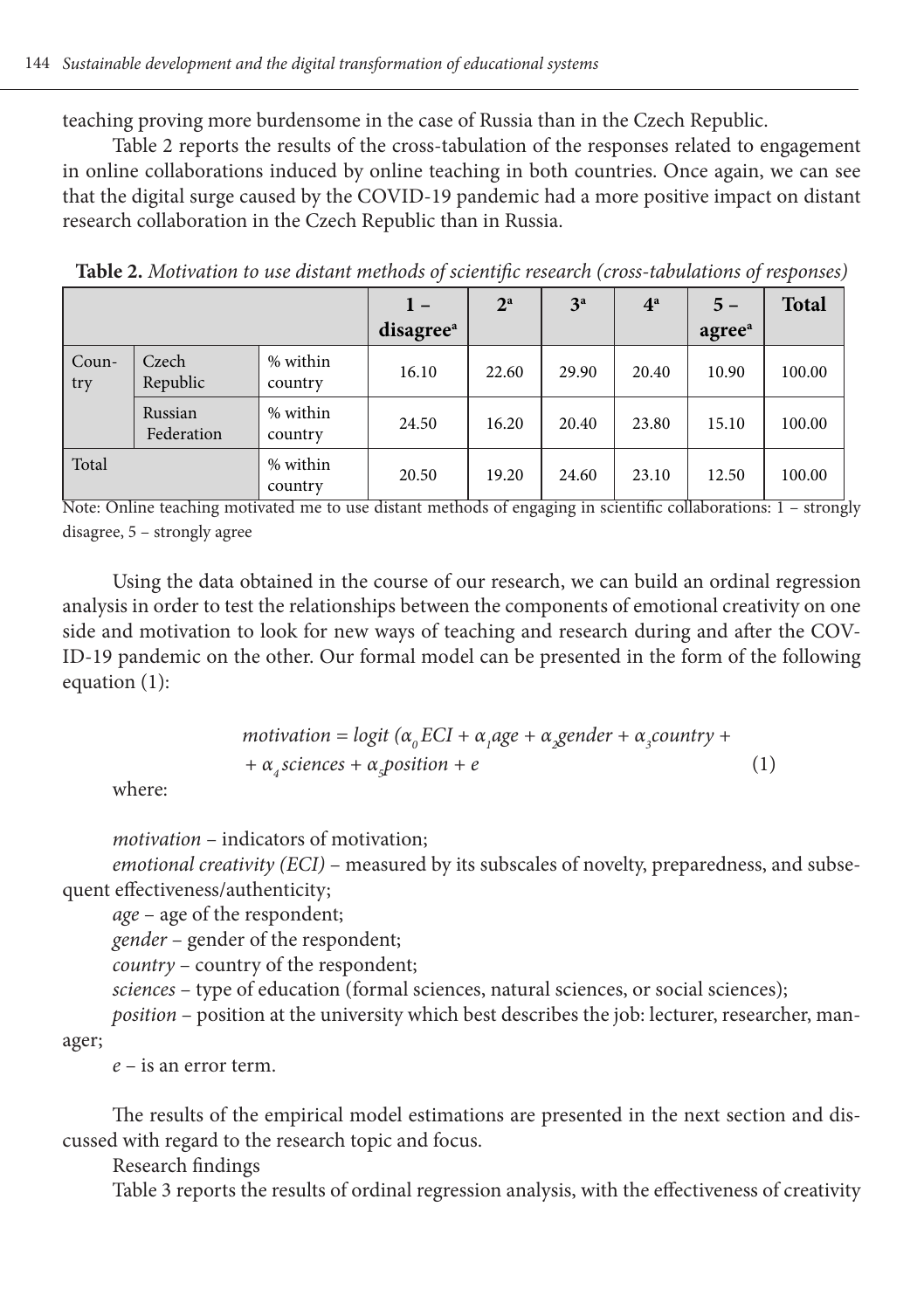teaching proving more burdensome in the case of Russia than in the Czech Republic.

Table 2 reports the results of the cross-tabulation of the responses related to engagement in online collaborations induced by online teaching in both countries. Once again, we can see that the digital surge caused by the COVID-19 pandemic had a more positive impact on distant research collaboration in the Czech Republic than in Russia.

**Table 2.** *Motivation to use distant methods of scientific research (cross-tabulations of responses)*

| | | | 1 – disagree[a] | 2[a] | 3[a] | 4[a] | 5 – agree[a] | Total |
|---|---|---|---|---|---|---|---|---|
| Country | Czech Republic | % within country | 16.10 | 22.60 | 29.90 | 20.40 | 10.90 | 100.00 |
| | Russian Federation | % within country | 24.50 | 16.20 | 20.40 | 23.80 | 15.10 | 100.00 |
| Total | | % within country | 20.50 | 19.20 | 24.60 | 23.10 | 12.50 | 100.00 |

Note: Online teaching motivated me to use distant methods of engaging in scientific collaborations: 1 – strongly disagree, 5 – strongly agree

Using the data obtained in the course of our research, we can build an ordinal regression analysis in order to test the relationships between the components of emotional creativity on one side and motivation to look for new ways of teaching and research during and after the COVID-19 pandemic on the other. Our formal model can be presented in the form of the following equation (1):

$$motivation = logit\,(\alpha_0 ECI + \alpha_1 age + \alpha_2 gender + \alpha_3 country + \alpha_4 sciences + \alpha_5 position + e \tag{1}$$

where:

*motivation* – indicators of motivation;

*emotional creativity (ECI)* – measured by its subscales of novelty, preparedness, and subsequent effectiveness/authenticity;

*age* – age of the respondent;

*gender* – gender of the respondent;

*country* – country of the respondent;

*sciences* – type of education (formal sciences, natural sciences, or social sciences);

*position* – position at the university which best describes the job: lecturer, researcher, manager;

*e* – is an error term.

The results of the empirical model estimations are presented in the next section and discussed with regard to the research topic and focus.

Research findings

Table 3 reports the results of ordinal regression analysis, with the effectiveness of creativity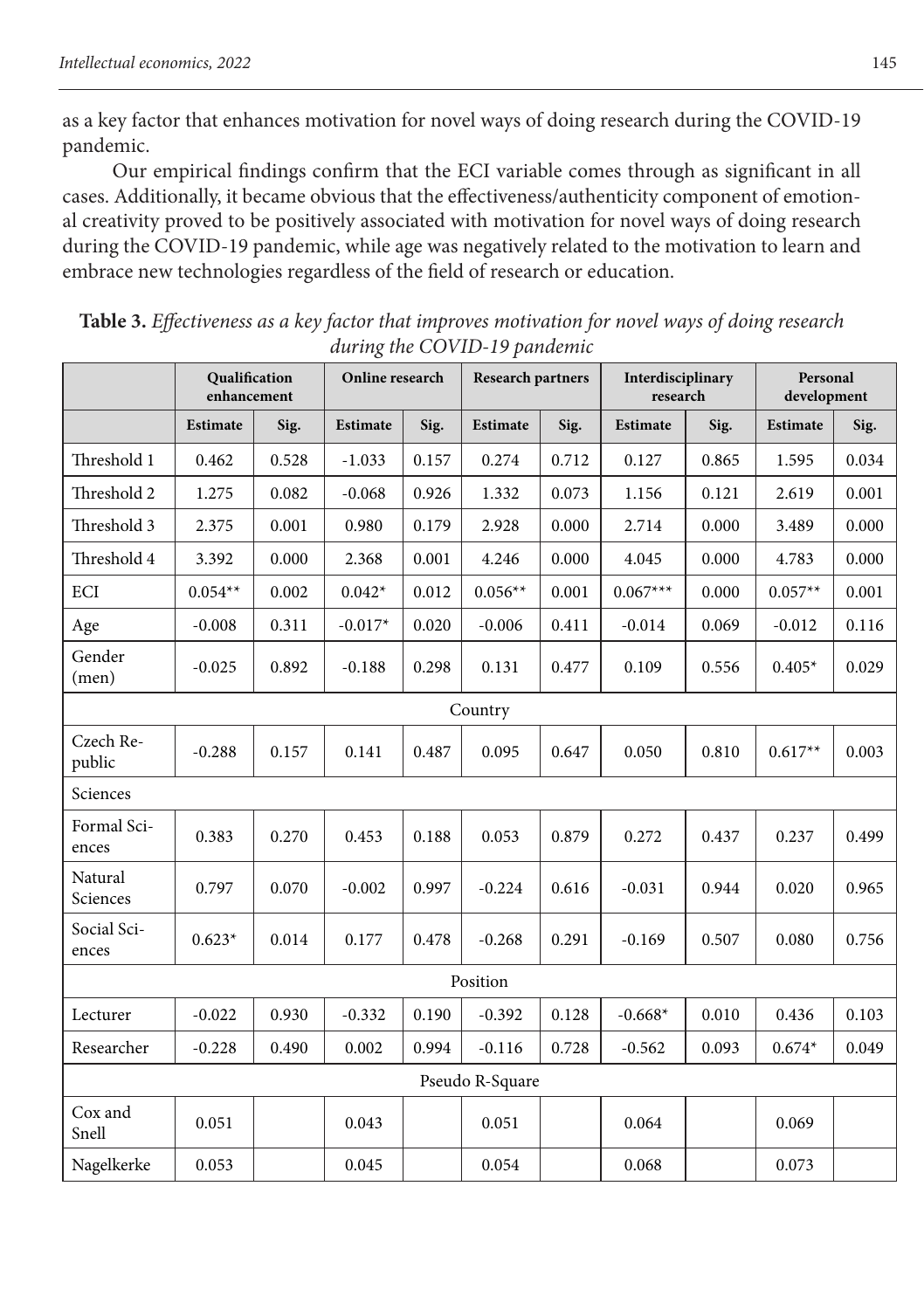as a key factor that enhances motivation for novel ways of doing research during the COVID-19 pandemic.

Our empirical findings confirm that the ECI variable comes through as significant in all cases. Additionally, it became obvious that the effectiveness/authenticity component of emotional creativity proved to be positively associated with motivation for novel ways of doing research during the COVID-19 pandemic, while age was negatively related to the motivation to learn and embrace new technologies regardless of the field of research or education.

**Table 3.** *Effectiveness as a key factor that improves motivation for novel ways of doing research during the COVID-19 pandemic*

| | Qualification enhancement | | Online research | | Research partners | | Interdisciplinary research | | Personal development | |
|---|---|---|---|---|---|---|---|---|---|---|
| | Estimate | Sig. | Estimate | Sig. | Estimate | Sig. | Estimate | Sig. | Estimate | Sig. |
| Threshold 1 | 0.462 | 0.528 | -1.033 | 0.157 | 0.274 | 0.712 | 0.127 | 0.865 | 1.595 | 0.034 |
| Threshold 2 | 1.275 | 0.082 | -0.068 | 0.926 | 1.332 | 0.073 | 1.156 | 0.121 | 2.619 | 0.001 |
| Threshold 3 | 2.375 | 0.001 | 0.980 | 0.179 | 2.928 | 0.000 | 2.714 | 0.000 | 3.489 | 0.000 |
| Threshold 4 | 3.392 | 0.000 | 2.368 | 0.001 | 4.246 | 0.000 | 4.045 | 0.000 | 4.783 | 0.000 |
| ECI | 0.054** | 0.002 | 0.042* | 0.012 | 0.056** | 0.001 | 0.067*** | 0.000 | 0.057** | 0.001 |
| Age | -0.008 | 0.311 | -0.017* | 0.020 | -0.006 | 0.411 | -0.014 | 0.069 | -0.012 | 0.116 |
| Gender (men) | -0.025 | 0.892 | -0.188 | 0.298 | 0.131 | 0.477 | 0.109 | 0.556 | 0.405* | 0.029 |
| Country | | | | | | | | | | |
| Czech Republic | -0.288 | 0.157 | 0.141 | 0.487 | 0.095 | 0.647 | 0.050 | 0.810 | 0.617** | 0.003 |
| Sciences | | | | | | | | | | |
| Formal Sciences | 0.383 | 0.270 | 0.453 | 0.188 | 0.053 | 0.879 | 0.272 | 0.437 | 0.237 | 0.499 |
| Natural Sciences | 0.797 | 0.070 | -0.002 | 0.997 | -0.224 | 0.616 | -0.031 | 0.944 | 0.020 | 0.965 |
| Social Sciences | 0.623* | 0.014 | 0.177 | 0.478 | -0.268 | 0.291 | -0.169 | 0.507 | 0.080 | 0.756 |
| Position | | | | | | | | | | |
| Lecturer | -0.022 | 0.930 | -0.332 | 0.190 | -0.392 | 0.128 | -0.668* | 0.010 | 0.436 | 0.103 |
| Researcher | -0.228 | 0.490 | 0.002 | 0.994 | -0.116 | 0.728 | -0.562 | 0.093 | 0.674* | 0.049 |
| Pseudo R-Square | | | | | | | | | | |
| Cox and Snell | 0.051 | | 0.043 | | 0.051 | | 0.064 | | 0.069 | |
| Nagelkerke | 0.053 | | 0.045 | | 0.054 | | 0.068 | | 0.073 | |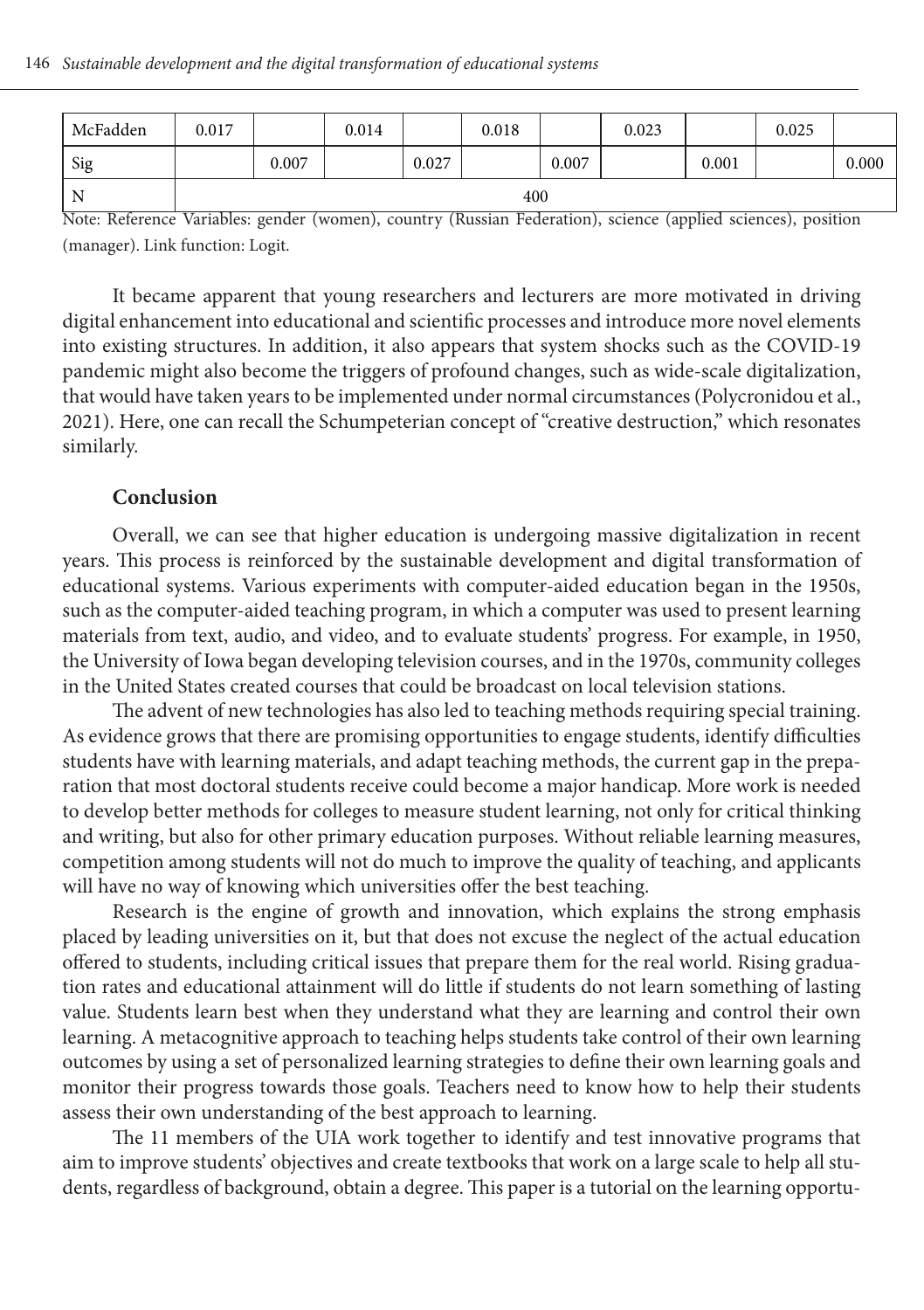| McFadden | 0.017 | | 0.014 | | 0.018 | | 0.023 | | 0.025 | |
|---|---|---|---|---|---|---|---|---|---|---|
| Sig | | 0.007 | | 0.027 | | 0.007 | | 0.001 | | 0.000 |
| N | 400 | | | | | | | | | |

Note: Reference Variables: gender (women), country (Russian Federation), science (applied sciences), position (manager). Link function: Logit.

It became apparent that young researchers and lecturers are more motivated in driving digital enhancement into educational and scientific processes and introduce more novel elements into existing structures. In addition, it also appears that system shocks such as the COVID-19 pandemic might also become the triggers of profound changes, such as wide-scale digitalization, that would have taken years to be implemented under normal circumstances (Polycronidou et al., 2021). Here, one can recall the Schumpeterian concept of "creative destruction," which resonates similarly.

## Conclusion

Overall, we can see that higher education is undergoing massive digitalization in recent years. This process is reinforced by the sustainable development and digital transformation of educational systems. Various experiments with computer-aided education began in the 1950s, such as the computer-aided teaching program, in which a computer was used to present learning materials from text, audio, and video, and to evaluate students' progress. For example, in 1950, the University of Iowa began developing television courses, and in the 1970s, community colleges in the United States created courses that could be broadcast on local television stations.

The advent of new technologies has also led to teaching methods requiring special training. As evidence grows that there are promising opportunities to engage students, identify difficulties students have with learning materials, and adapt teaching methods, the current gap in the preparation that most doctoral students receive could become a major handicap. More work is needed to develop better methods for colleges to measure student learning, not only for critical thinking and writing, but also for other primary education purposes. Without reliable learning measures, competition among students will not do much to improve the quality of teaching, and applicants will have no way of knowing which universities offer the best teaching.

Research is the engine of growth and innovation, which explains the strong emphasis placed by leading universities on it, but that does not excuse the neglect of the actual education offered to students, including critical issues that prepare them for the real world. Rising graduation rates and educational attainment will do little if students do not learn something of lasting value. Students learn best when they understand what they are learning and control their own learning. A metacognitive approach to teaching helps students take control of their own learning outcomes by using a set of personalized learning strategies to define their own learning goals and monitor their progress towards those goals. Teachers need to know how to help their students assess their own understanding of the best approach to learning.

The 11 members of the UIA work together to identify and test innovative programs that aim to improve students' objectives and create textbooks that work on a large scale to help all students, regardless of background, obtain a degree. This paper is a tutorial on the learning opportu-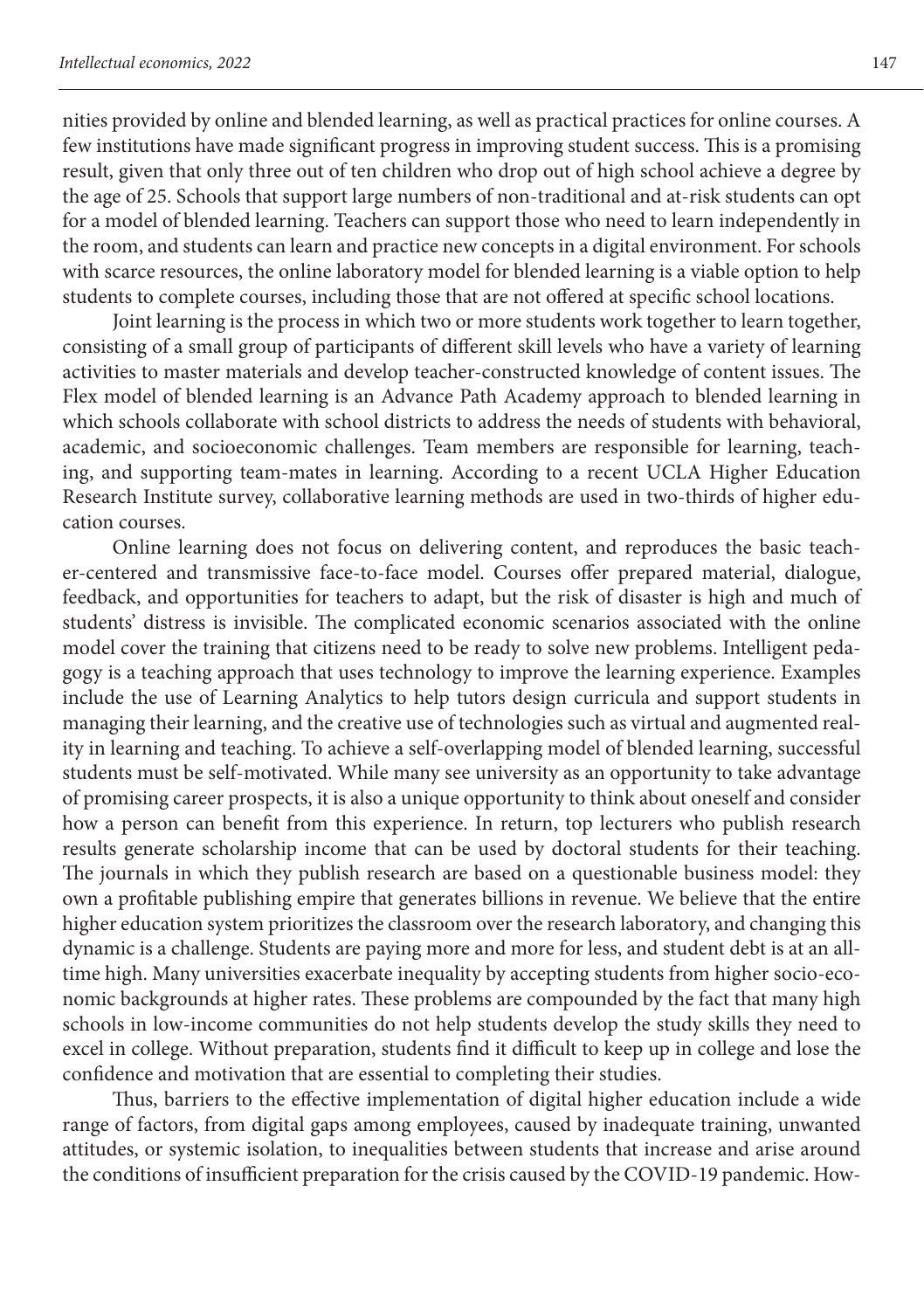nities provided by online and blended learning, as well as practical practices for online courses. A few institutions have made significant progress in improving student success. This is a promising result, given that only three out of ten children who drop out of high school achieve a degree by the age of 25. Schools that support large numbers of non-traditional and at-risk students can opt for a model of blended learning. Teachers can support those who need to learn independently in the room, and students can learn and practice new concepts in a digital environment. For schools with scarce resources, the online laboratory model for blended learning is a viable option to help students to complete courses, including those that are not offered at specific school locations.

Joint learning is the process in which two or more students work together to learn together, consisting of a small group of participants of different skill levels who have a variety of learning activities to master materials and develop teacher-constructed knowledge of content issues. The Flex model of blended learning is an Advance Path Academy approach to blended learning in which schools collaborate with school districts to address the needs of students with behavioral, academic, and socioeconomic challenges. Team members are responsible for learning, teaching, and supporting team-mates in learning. According to a recent UCLA Higher Education Research Institute survey, collaborative learning methods are used in two-thirds of higher education courses.

Online learning does not focus on delivering content, and reproduces the basic teacher-centered and transmissive face-to-face model. Courses offer prepared material, dialogue, feedback, and opportunities for teachers to adapt, but the risk of disaster is high and much of students' distress is invisible. The complicated economic scenarios associated with the online model cover the training that citizens need to be ready to solve new problems. Intelligent pedagogy is a teaching approach that uses technology to improve the learning experience. Examples include the use of Learning Analytics to help tutors design curricula and support students in managing their learning, and the creative use of technologies such as virtual and augmented reality in learning and teaching. To achieve a self-overlapping model of blended learning, successful students must be self-motivated. While many see university as an opportunity to take advantage of promising career prospects, it is also a unique opportunity to think about oneself and consider how a person can benefit from this experience. In return, top lecturers who publish research results generate scholarship income that can be used by doctoral students for their teaching. The journals in which they publish research are based on a questionable business model: they own a profitable publishing empire that generates billions in revenue. We believe that the entire higher education system prioritizes the classroom over the research laboratory, and changing this dynamic is a challenge. Students are paying more and more for less, and student debt is at an all-time high. Many universities exacerbate inequality by accepting students from higher socio-economic backgrounds at higher rates. These problems are compounded by the fact that many high schools in low-income communities do not help students develop the study skills they need to excel in college. Without preparation, students find it difficult to keep up in college and lose the confidence and motivation that are essential to completing their studies.

Thus, barriers to the effective implementation of digital higher education include a wide range of factors, from digital gaps among employees, caused by inadequate training, unwanted attitudes, or systemic isolation, to inequalities between students that increase and arise around the conditions of insufficient preparation for the crisis caused by the COVID-19 pandemic. How-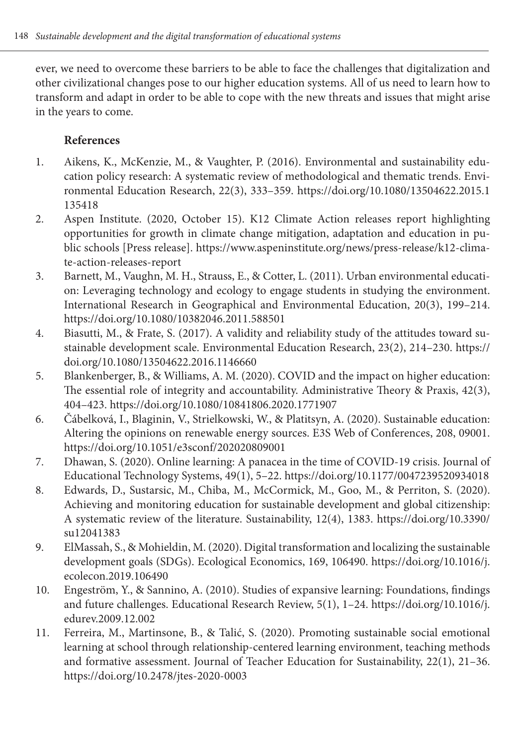ever, we need to overcome these barriers to be able to face the challenges that digitalization and other civilizational changes pose to our higher education systems. All of us need to learn how to transform and adapt in order to be able to cope with the new threats and issues that might arise in the years to come.

## References

1. Aikens, K., McKenzie, M., & Vaughter, P. (2016). Environmental and sustainability education policy research: A systematic review of methodological and thematic trends. Environmental Education Research, 22(3), 333–359. https://doi.org/10.1080/13504622.2015.1135418
2. Aspen Institute. (2020, October 15). K12 Climate Action releases report highlighting opportunities for growth in climate change mitigation, adaptation and education in public schools [Press release]. https://www.aspeninstitute.org/news/press-release/k12-climate-action-releases-report
3. Barnett, M., Vaughn, M. H., Strauss, E., & Cotter, L. (2011). Urban environmental education: Leveraging technology and ecology to engage students in studying the environment. International Research in Geographical and Environmental Education, 20(3), 199–214. https://doi.org/10.1080/10382046.2011.588501
4. Biasutti, M., & Frate, S. (2017). A validity and reliability study of the attitudes toward sustainable development scale. Environmental Education Research, 23(2), 214–230. https://doi.org/10.1080/13504622.2016.1146660
5. Blankenberger, B., & Williams, A. M. (2020). COVID and the impact on higher education: The essential role of integrity and accountability. Administrative Theory & Praxis, 42(3), 404–423. https://doi.org/10.1080/10841806.2020.1771907
6. Čábelková, I., Blaginin, V., Strielkowski, W., & Platitsyn, A. (2020). Sustainable education: Altering the opinions on renewable energy sources. E3S Web of Conferences, 208, 09001. https://doi.org/10.1051/e3sconf/202020809001
7. Dhawan, S. (2020). Online learning: A panacea in the time of COVID-19 crisis. Journal of Educational Technology Systems, 49(1), 5–22. https://doi.org/10.1177/0047239520934018
8. Edwards, D., Sustarsic, M., Chiba, M., McCormick, M., Goo, M., & Perriton, S. (2020). Achieving and monitoring education for sustainable development and global citizenship: A systematic review of the literature. Sustainability, 12(4), 1383. https://doi.org/10.3390/su12041383
9. ElMassah, S., & Mohieldin, M. (2020). Digital transformation and localizing the sustainable development goals (SDGs). Ecological Economics, 169, 106490. https://doi.org/10.1016/j.ecolecon.2019.106490
10. Engeström, Y., & Sannino, A. (2010). Studies of expansive learning: Foundations, findings and future challenges. Educational Research Review, 5(1), 1–24. https://doi.org/10.1016/j.edurev.2009.12.002
11. Ferreira, M., Martinsone, B., & Talić, S. (2020). Promoting sustainable social emotional learning at school through relationship-centered learning environment, teaching methods and formative assessment. Journal of Teacher Education for Sustainability, 22(1), 21–36. https://doi.org/10.2478/jtes-2020-0003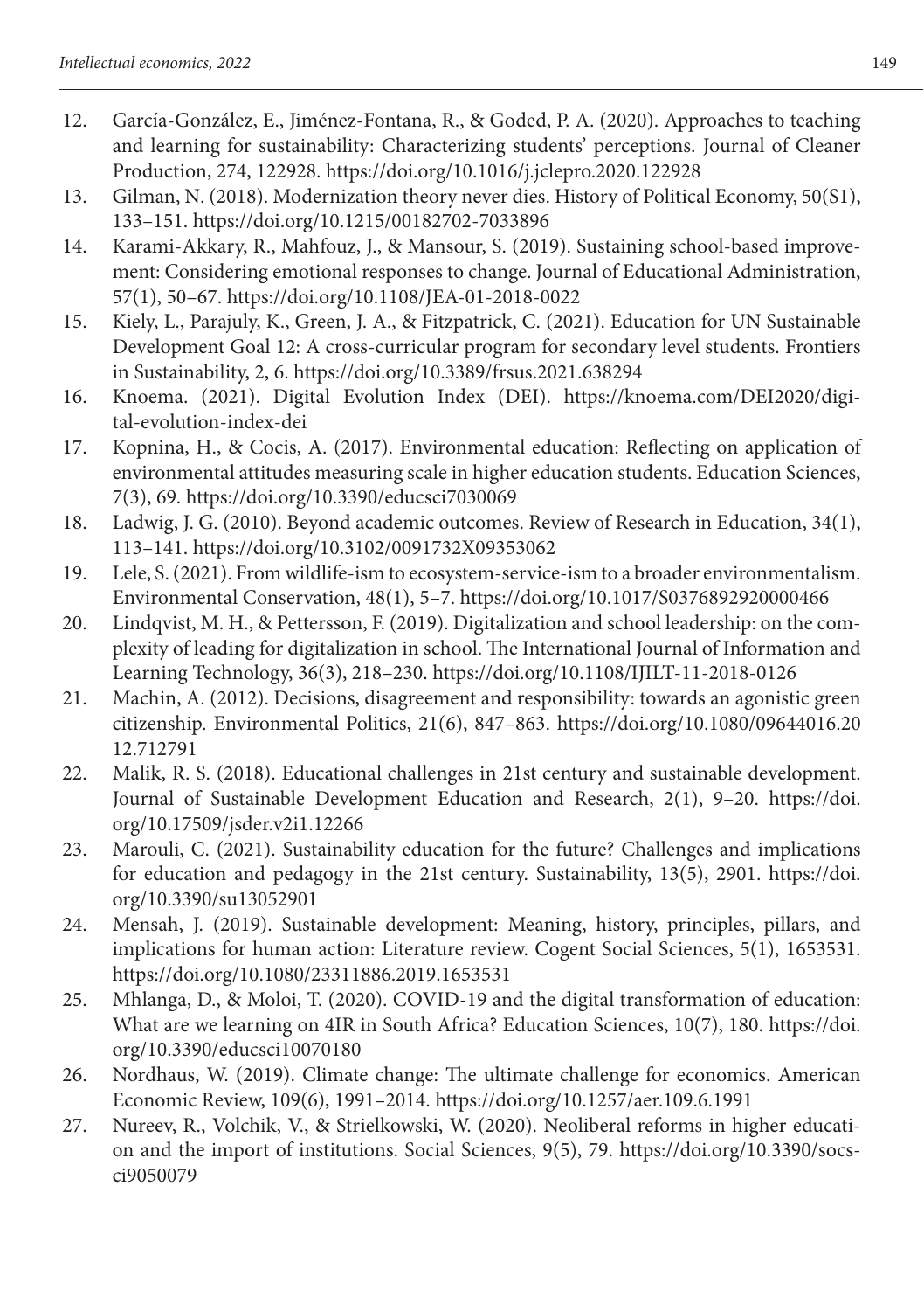12. García-González, E., Jiménez-Fontana, R., & Goded, P. A. (2020). Approaches to teaching and learning for sustainability: Characterizing students' perceptions. Journal of Cleaner Production, 274, 122928. https://doi.org/10.1016/j.jclepro.2020.122928
13. Gilman, N. (2018). Modernization theory never dies. History of Political Economy, 50(S1), 133–151. https://doi.org/10.1215/00182702-7033896
14. Karami-Akkary, R., Mahfouz, J., & Mansour, S. (2019). Sustaining school-based improvement: Considering emotional responses to change. Journal of Educational Administration, 57(1), 50–67. https://doi.org/10.1108/JEA-01-2018-0022
15. Kiely, L., Parajuly, K., Green, J. A., & Fitzpatrick, C. (2021). Education for UN Sustainable Development Goal 12: A cross-curricular program for secondary level students. Frontiers in Sustainability, 2, 6. https://doi.org/10.3389/frsus.2021.638294
16. Knoema. (2021). Digital Evolution Index (DEI). https://knoema.com/DEI2020/digital-evolution-index-dei
17. Kopnina, H., & Cocis, A. (2017). Environmental education: Reflecting on application of environmental attitudes measuring scale in higher education students. Education Sciences, 7(3), 69. https://doi.org/10.3390/educsci7030069
18. Ladwig, J. G. (2010). Beyond academic outcomes. Review of Research in Education, 34(1), 113–141. https://doi.org/10.3102/0091732X09353062
19. Lele, S. (2021). From wildlife-ism to ecosystem-service-ism to a broader environmentalism. Environmental Conservation, 48(1), 5–7. https://doi.org/10.1017/S0376892920000466
20. Lindqvist, M. H., & Pettersson, F. (2019). Digitalization and school leadership: on the complexity of leading for digitalization in school. The International Journal of Information and Learning Technology, 36(3), 218–230. https://doi.org/10.1108/IJILT-11-2018-0126
21. Machin, A. (2012). Decisions, disagreement and responsibility: towards an agonistic green citizenship. Environmental Politics, 21(6), 847–863. https://doi.org/10.1080/09644016.2012.712791
22. Malik, R. S. (2018). Educational challenges in 21st century and sustainable development. Journal of Sustainable Development Education and Research, 2(1), 9–20. https://doi.org/10.17509/jsder.v2i1.12266
23. Marouli, C. (2021). Sustainability education for the future? Challenges and implications for education and pedagogy in the 21st century. Sustainability, 13(5), 2901. https://doi.org/10.3390/su13052901
24. Mensah, J. (2019). Sustainable development: Meaning, history, principles, pillars, and implications for human action: Literature review. Cogent Social Sciences, 5(1), 1653531. https://doi.org/10.1080/23311886.2019.1653531
25. Mhlanga, D., & Moloi, T. (2020). COVID-19 and the digital transformation of education: What are we learning on 4IR in South Africa? Education Sciences, 10(7), 180. https://doi.org/10.3390/educsci10070180
26. Nordhaus, W. (2019). Climate change: The ultimate challenge for economics. American Economic Review, 109(6), 1991–2014. https://doi.org/10.1257/aer.109.6.1991
27. Nureev, R., Volchik, V., & Strielkowski, W. (2020). Neoliberal reforms in higher education and the import of institutions. Social Sciences, 9(5), 79. https://doi.org/10.3390/socsci9050079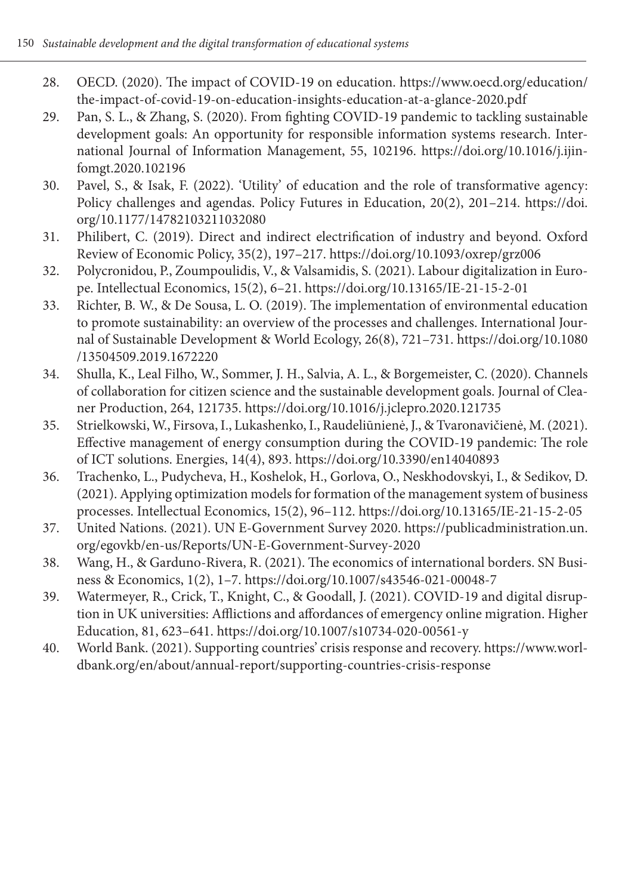28. OECD. (2020). The impact of COVID-19 on education. https://www.oecd.org/education/the-impact-of-covid-19-on-education-insights-education-at-a-glance-2020.pdf
29. Pan, S. L., & Zhang, S. (2020). From fighting COVID-19 pandemic to tackling sustainable development goals: An opportunity for responsible information systems research. International Journal of Information Management, 55, 102196. https://doi.org/10.1016/j.ijinfomgt.2020.102196
30. Pavel, S., & Isak, F. (2022). 'Utility' of education and the role of transformative agency: Policy challenges and agendas. Policy Futures in Education, 20(2), 201–214. https://doi.org/10.1177/14782103211032080
31. Philibert, C. (2019). Direct and indirect electrification of industry and beyond. Oxford Review of Economic Policy, 35(2), 197–217. https://doi.org/10.1093/oxrep/grz006
32. Polycronidou, P., Zoumpoulidis, V., & Valsamidis, S. (2021). Labour digitalization in Europe. Intellectual Economics, 15(2), 6–21. https://doi.org/10.13165/IE-21-15-2-01
33. Richter, B. W., & De Sousa, L. O. (2019). The implementation of environmental education to promote sustainability: an overview of the processes and challenges. International Journal of Sustainable Development & World Ecology, 26(8), 721–731. https://doi.org/10.1080/13504509.2019.1672220
34. Shulla, K., Leal Filho, W., Sommer, J. H., Salvia, A. L., & Borgemeister, C. (2020). Channels of collaboration for citizen science and the sustainable development goals. Journal of Cleaner Production, 264, 121735. https://doi.org/10.1016/j.jclepro.2020.121735
35. Strielkowski, W., Firsova, I., Lukashenko, I., Raudeliūnienė, J., & Tvaronavičienė, M. (2021). Effective management of energy consumption during the COVID-19 pandemic: The role of ICT solutions. Energies, 14(4), 893. https://doi.org/10.3390/en14040893
36. Trachenko, L., Pudycheva, H., Koshelok, H., Gorlova, O., Neskhodovskyi, I., & Sedikov, D. (2021). Applying optimization models for formation of the management system of business processes. Intellectual Economics, 15(2), 96–112. https://doi.org/10.13165/IE-21-15-2-05
37. United Nations. (2021). UN E-Government Survey 2020. https://publicadministration.un.org/egovkb/en-us/Reports/UN-E-Government-Survey-2020
38. Wang, H., & Garduno-Rivera, R. (2021). The economics of international borders. SN Business & Economics, 1(2), 1–7. https://doi.org/10.1007/s43546-021-00048-7
39. Watermeyer, R., Crick, T., Knight, C., & Goodall, J. (2021). COVID-19 and digital disruption in UK universities: Afflictions and affordances of emergency online migration. Higher Education, 81, 623–641. https://doi.org/10.1007/s10734-020-00561-y
40. World Bank. (2021). Supporting countries' crisis response and recovery. https://www.worldbank.org/en/about/annual-report/supporting-countries-crisis-response